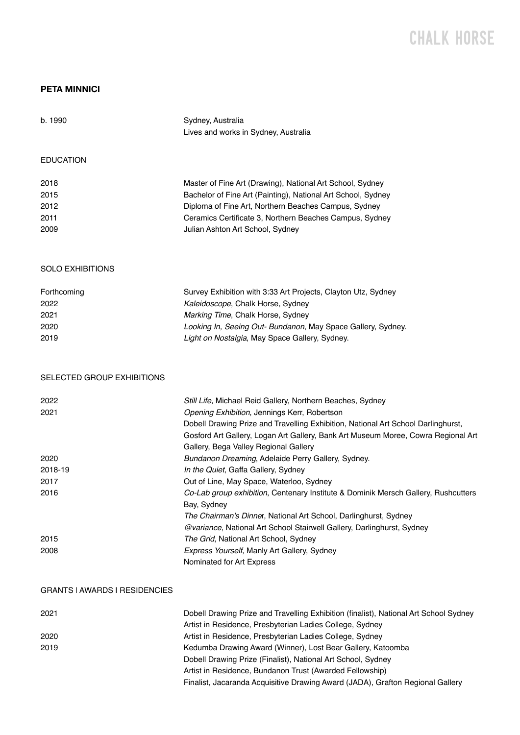# CHALK HORSE

**PETA MINNICI**

| | |
|---|---|
| b. 1990 | Sydney, Australia<br>Lives and works in Sydney, Australia |

## EDUCATION

| | |
|---|---|
| 2018 | Master of Fine Art (Drawing), National Art School, Sydney |
| 2015 | Bachelor of Fine Art (Painting), National Art School, Sydney |
| 2012 | Diploma of Fine Art, Northern Beaches Campus, Sydney |
| 2011 | Ceramics Certificate 3, Northern Beaches Campus, Sydney |
| 2009 | Julian Ashton Art School, Sydney |

## SOLO EXHIBITIONS

| | |
|---|---|
| Forthcoming | Survey Exhibition with 3:33 Art Projects, Clayton Utz, Sydney |
| 2022 | *Kaleidoscope*, Chalk Horse, Sydney |
| 2021 | *Marking Time*, Chalk Horse, Sydney |
| 2020 | *Looking In, Seeing Out- Bundanon*, May Space Gallery, Sydney. |
| 2019 | *Light on Nostalgia*, May Space Gallery, Sydney. |

## SELECTED GROUP EXHIBITIONS

| | |
|---|---|
| 2022 | *Still Life*, Michael Reid Gallery, Northern Beaches, Sydney |
| 2021 | *Opening Exhibition*, Jennings Kerr, Robertson |
| | Dobell Drawing Prize and Travelling Exhibition, National Art School Darlinghurst, Gosford Art Gallery, Logan Art Gallery, Bank Art Museum Moree, Cowra Regional Art Gallery, Bega Valley Regional Gallery |
| 2020 | *Bundanon Dreaming*, Adelaide Perry Gallery, Sydney. |
| 2018-19 | *In the Quiet*, Gaffa Gallery, Sydney |
| 2017 | Out of Line, May Space, Waterloo, Sydney |
| 2016 | *Co-Lab group exhibition*, Centenary Institute & Dominik Mersch Gallery, Rushcutters Bay, Sydney |
| | *The Chairman's Dinner*, National Art School, Darlinghurst, Sydney |
| | *@variance*, National Art School Stairwell Gallery, Darlinghurst, Sydney |
| 2015 | *The Grid*, National Art School, Sydney |
| 2008 | *Express Yourself*, Manly Art Gallery, Sydney |
| | Nominated for Art Express |

## GRANTS | AWARDS | RESIDENCIES

| | |
|---|---|
| 2021 | Dobell Drawing Prize and Travelling Exhibition (finalist), National Art School Sydney |
| | Artist in Residence, Presbyterian Ladies College, Sydney |
| 2020 | Artist in Residence, Presbyterian Ladies College, Sydney |
| 2019 | Kedumba Drawing Award (Winner), Lost Bear Gallery, Katoomba |
| | Dobell Drawing Prize (Finalist), National Art School, Sydney |
| | Artist in Residence, Bundanon Trust (Awarded Fellowship) |
| | Finalist, Jacaranda Acquisitive Drawing Award (JADA), Grafton Regional Gallery |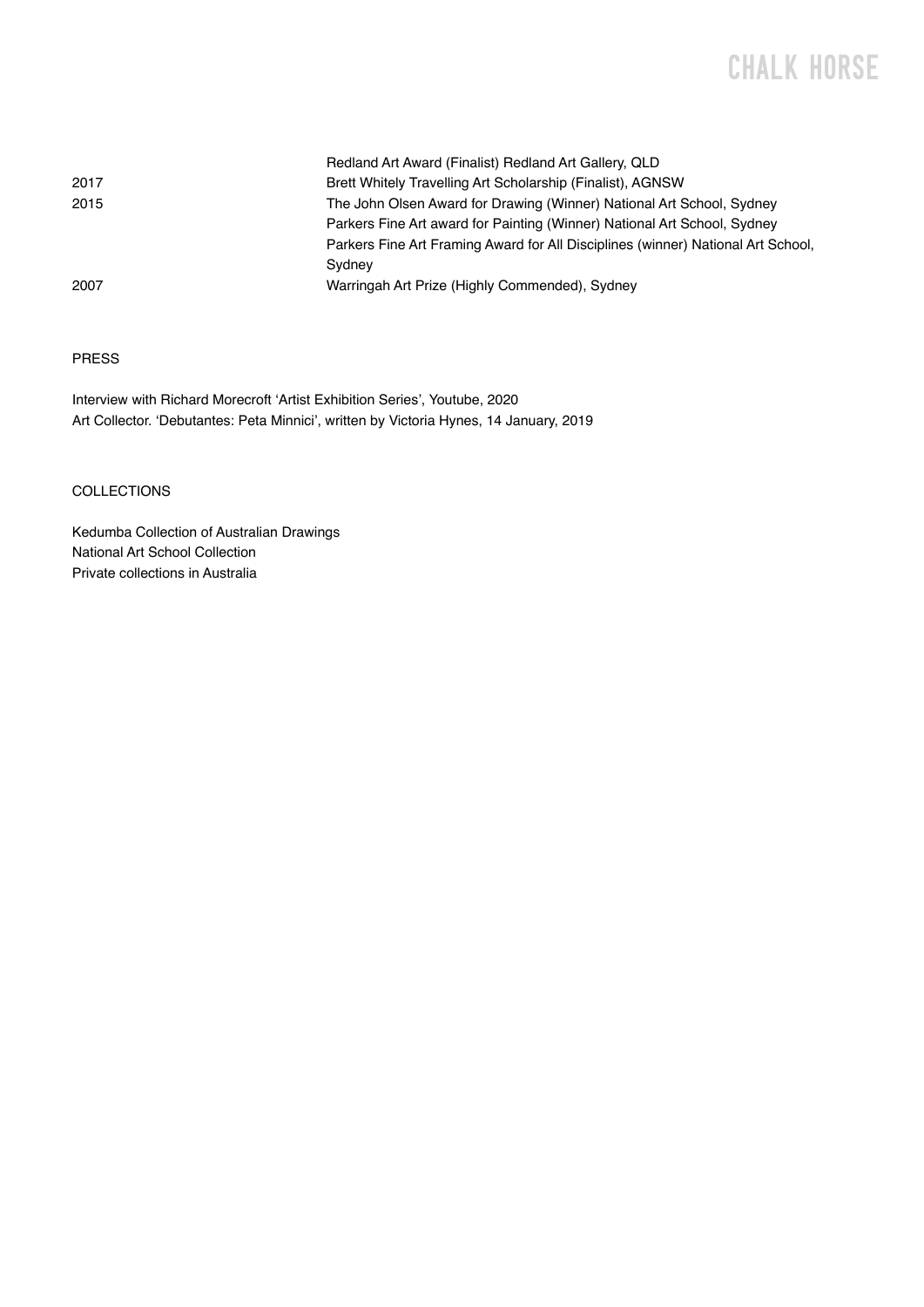| | |
|---|---|
| | Redland Art Award (Finalist) Redland Art Gallery, QLD |
| 2017 | Brett Whitely Travelling Art Scholarship (Finalist), AGNSW |
| 2015 | The John Olsen Award for Drawing (Winner) National Art School, Sydney |
| | Parkers Fine Art award for Painting (Winner) National Art School, Sydney |
| | Parkers Fine Art Framing Award for All Disciplines (winner) National Art School, Sydney |
| 2007 | Warringah Art Prize (Highly Commended), Sydney |

PRESS

Interview with Richard Morecroft 'Artist Exhibition Series', Youtube, 2020
Art Collector. 'Debutantes: Peta Minnici', written by Victoria Hynes, 14 January, 2019

COLLECTIONS

Kedumba Collection of Australian Drawings
National Art School Collection
Private collections in Australia